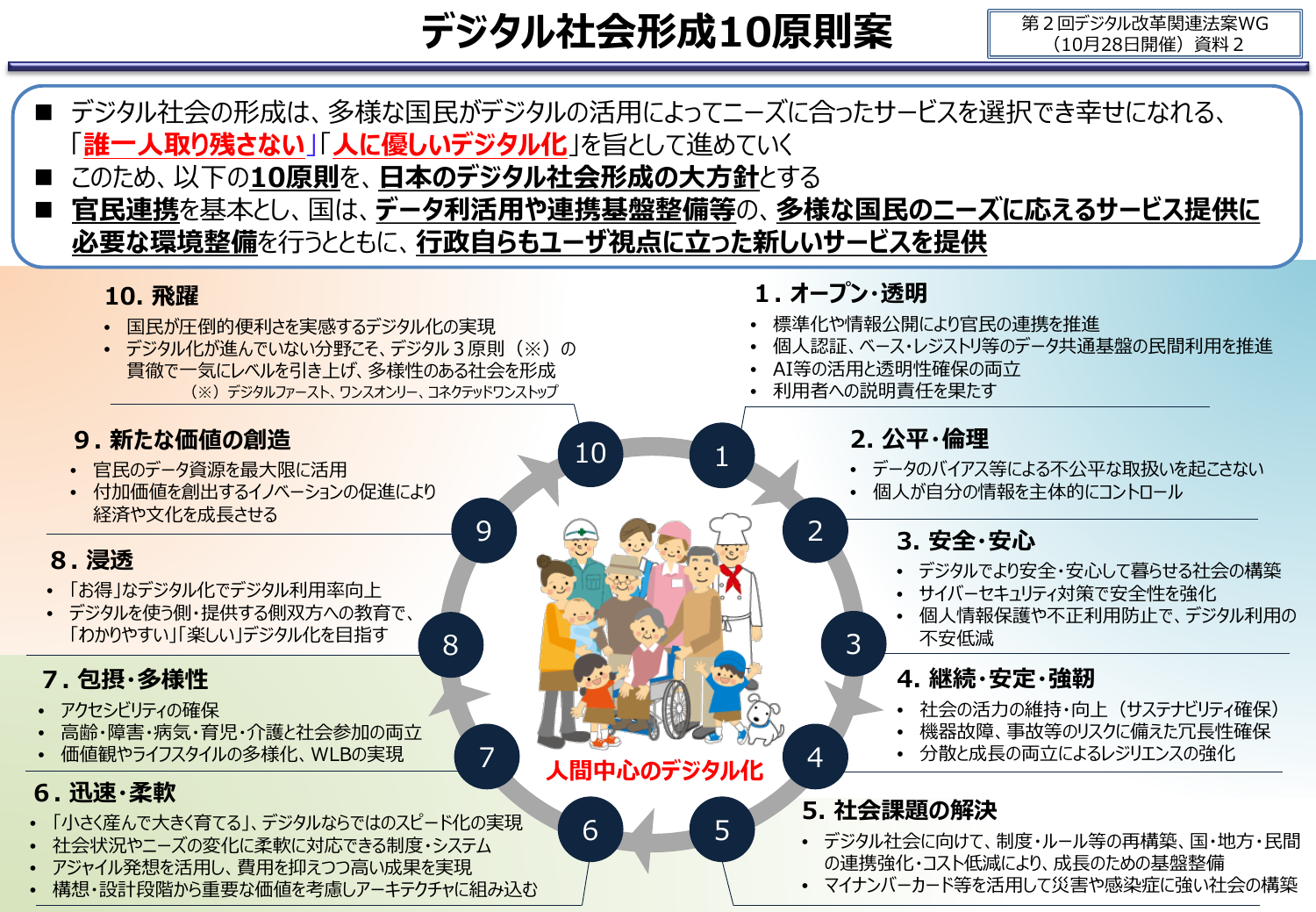# デジタル社会形成10原則案

第２回デジタル改革関連法案WG（10月28日開催）資料２

- デジタル社会の形成は、多様な国民がデジタルの活用によってニーズに合ったサービスを選択でき幸せになれる、「**誰一人取り残さない**」「**人に優しいデジタル化**」を旨として進めていく
- このため、以下の**10原則**を、**日本のデジタル社会形成の大方針**とする
- **官民連携**を基本とし、国は、**データ利活用や連携基盤整備等**の、**多様な国民のニーズに応えるサービス提供に必要な環境整備**を行うとともに、**行政自らもユーザ視点に立った新しいサービスを提供**

**人間中心のデジタル化**

## 1. オープン・透明

- 標準化や情報公開により官民の連携を推進
- 個人認証、ベース・レジストリ等のデータ共通基盤の民間利用を推進
- AI等の活用と透明性確保の両立
- 利用者への説明責任を果たす

## 2. 公平・倫理

- データのバイアス等による不公平な取扱いを起こさない
- 個人が自分の情報を主体的にコントロール

## 3. 安全・安心

- デジタルでより安全・安心して暮らせる社会の構築
- サイバーセキュリティ対策で安全性を強化
- 個人情報保護や不正利用防止で、デジタル利用の不安低減

## 4. 継続・安定・強靭

- 社会の活力の維持・向上（サステナビリティ確保）
- 機器故障、事故等のリスクに備えた冗長性確保
- 分散と成長の両立によるレジリエンスの強化

## 5. 社会課題の解決

- デジタル社会に向けて、制度・ルール等の再構築、国・地方・民間の連携強化・コスト低減により、成長のための基盤整備
- マイナンバーカード等を活用して災害や感染症に強い社会の構築

## 6. 迅速・柔軟

- 「小さく産んで大きく育てる」、デジタルならではのスピード化の実現
- 社会状況やニーズの変化に柔軟に対応できる制度・システム
- アジャイル発想を活用し、費用を抑えつつ高い成果を実現
- 構想・設計段階から重要な価値を考慮しアーキテクチャに組み込む

## 7. 包摂・多様性

- アクセシビリティの確保
- 高齢・障害・病気・育児・介護と社会参加の両立
- 価値観やライフスタイルの多様化、WLBの実現

## 8. 浸透

- 「お得」なデジタル化でデジタル利用率向上
- デジタルを使う側・提供する側双方への教育で、「わかりやすい」「楽しい」デジタル化を目指す

## 9. 新たな価値の創造

- 官民のデータ資源を最大限に活用
- 付加価値を創出するイノベーションの促進により経済や文化を成長させる

## 10. 飛躍

- 国民が圧倒的便利さを実感するデジタル化の実現
- デジタル化が進んでいない分野こそ、デジタル３原則（※）の貫徹で一気にレベルを引き上げ、多様性のある社会を形成

（※）デジタルファースト、ワンスオンリー、コネクテッドワンストップ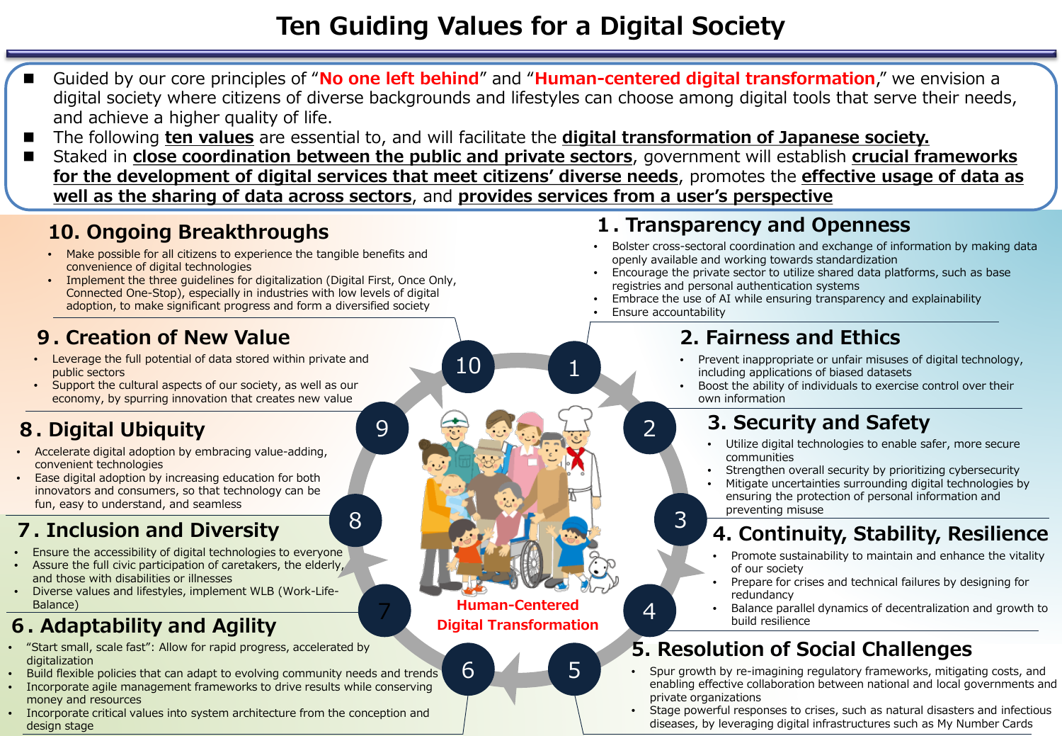# Ten Guiding Values for a Digital Society

- Guided by our core principles of "**No one left behind**" and "**Human-centered digital transformation**," we envision a digital society where citizens of diverse backgrounds and lifestyles can choose among digital tools that serve their needs, and achieve a higher quality of life.
- The following **ten values** are essential to, and will facilitate the **digital transformation of Japanese society.**
- Staked in **close coordination between the public and private sectors**, government will establish **crucial frameworks for the development of digital services that meet citizens' diverse needs**, promotes the **effective usage of data as well as the sharing of data across sectors**, and **provides services from a user's perspective**

## 1. Transparency and Openness

- Bolster cross-sectoral coordination and exchange of information by making data openly available and working towards standardization
- Encourage the private sector to utilize shared data platforms, such as base registries and personal authentication systems
- Embrace the use of AI while ensuring transparency and explainability
- Ensure accountability

## 2. Fairness and Ethics

- Prevent inappropriate or unfair misuses of digital technology, including applications of biased datasets
- Boost the ability of individuals to exercise control over their own information

## 3. Security and Safety

- Utilize digital technologies to enable safer, more secure communities
- Strengthen overall security by prioritizing cybersecurity
- Mitigate uncertainties surrounding digital technologies by ensuring the protection of personal information and preventing misuse

## 4. Continuity, Stability, Resilience

- Promote sustainability to maintain and enhance the vitality of our society
- Prepare for crises and technical failures by designing for redundancy
- Balance parallel dynamics of decentralization and growth to build resilience

## 5. Resolution of Social Challenges

- Spur growth by re-imagining regulatory frameworks, mitigating costs, and enabling effective collaboration between national and local governments and private organizations
- Stage powerful responses to crises, such as natural disasters and infectious diseases, by leveraging digital infrastructures such as My Number Cards

## 6. Adaptability and Agility

- "Start small, scale fast": Allow for rapid progress, accelerated by digitalization
- Build flexible policies that can adapt to evolving community needs and trends
- Incorporate agile management frameworks to drive results while conserving money and resources
- Incorporate critical values into system architecture from the conception and design stage

## 7. Inclusion and Diversity

- Ensure the accessibility of digital technologies to everyone
- Assure the full civic participation of caretakers, the elderly, and those with disabilities or illnesses
- Diverse values and lifestyles, implement WLB (Work-Life-Balance)

## 8. Digital Ubiquity

- Accelerate digital adoption by embracing value-adding, convenient technologies
- Ease digital adoption by increasing education for both innovators and consumers, so that technology can be fun, easy to understand, and seamless

## 9. Creation of New Value

- Leverage the full potential of data stored within private and public sectors
- Support the cultural aspects of our society, as well as our economy, by spurring innovation that creates new value

## 10. Ongoing Breakthroughs

- Make possible for all citizens to experience the tangible benefits and convenience of digital technologies
- Implement the three guidelines for digitalization (Digital First, Once Only, Connected One-Stop), especially in industries with low levels of digital adoption, to make significant progress and form a diversified society

**Human-Centered Digital Transformation**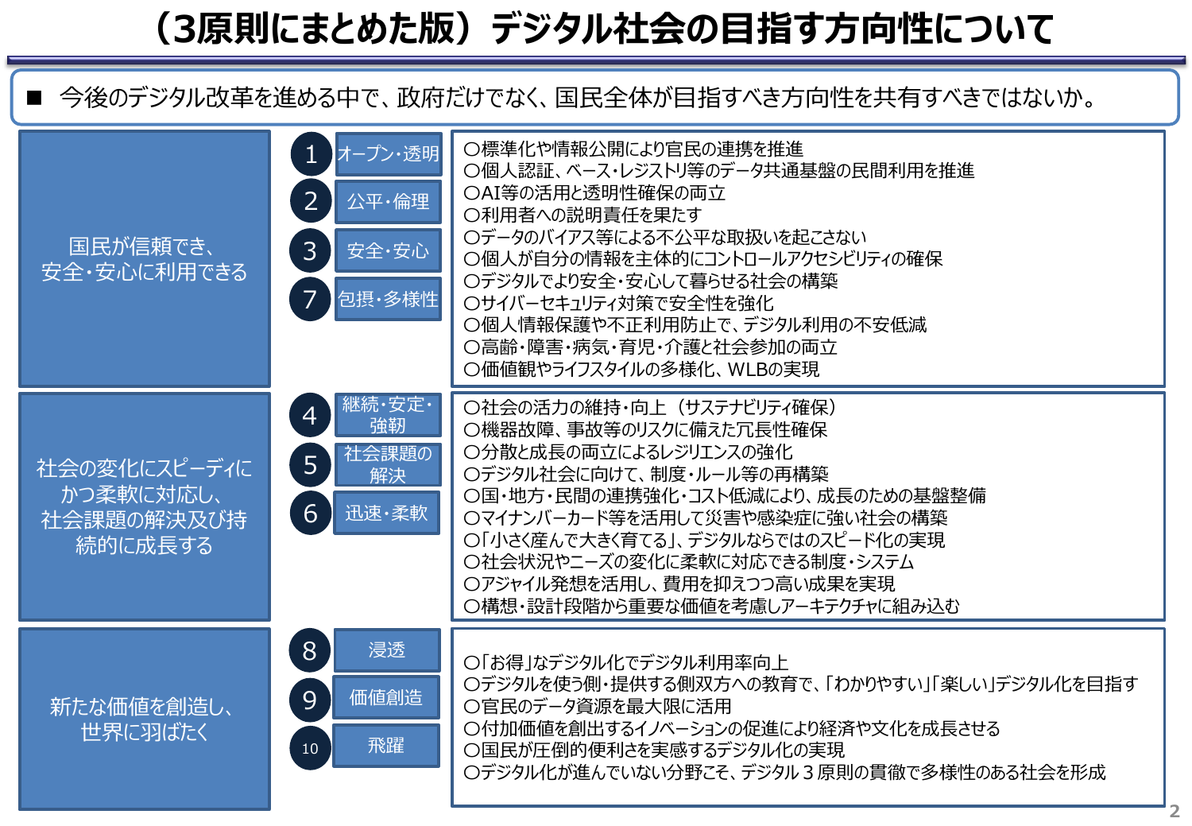# （3原則にまとめた版）デジタル社会の目指す方向性について

■ 今後のデジタル改革を進める中で、政府だけでなく、国民全体が目指すべき方向性を共有すべきではないか。

| 原則 | 項目 | 内容 |
| --- | --- | --- |
| 国民が信頼でき、安全・安心に利用できる | 1 オープン・透明<br>2 公平・倫理<br>3 安全・安心<br>7 包摂・多様性 | ○標準化や情報公開により官民の連携を推進<br>○個人認証、ベース・レジストリ等のデータ共通基盤の民間利用を推進<br>○AI等の活用と透明性確保の両立<br>○利用者への説明責任を果たす<br>○データのバイアス等による不公平な取扱いを起こさない<br>○個人が自分の情報を主体的にコントロールアクセシビリティの確保<br>○デジタルでより安全・安心して暮らせる社会の構築<br>○サイバーセキュリティ対策で安全性を強化<br>○個人情報保護や不正利用防止で、デジタル利用の不安低減<br>○高齢・障害・病気・育児・介護と社会参加の両立<br>○価値観やライフスタイルの多様化、WLBの実現 |
| 社会の変化にスピーディにかつ柔軟に対応し、社会課題の解決及び持続的に成長する | 4 継続・安定・強靭<br>5 社会課題の解決<br>6 迅速・柔軟 | ○社会の活力の維持・向上（サステナビリティ確保）<br>○機器故障、事故等のリスクに備えた冗長性確保<br>○分散と成長の両立によるレジリエンスの強化<br>○デジタル社会に向けて、制度・ルール等の再構築<br>○国・地方・民間の連携強化・コスト低減により、成長のための基盤整備<br>○マイナンバーカード等を活用して災害や感染症に強い社会の構築<br>○「小さく産んで大きく育てる」、デジタルならではのスピード化の実現<br>○社会状況やニーズの変化に柔軟に対応できる制度・システム<br>○アジャイル発想を活用し、費用を抑えつつ高い成果を実現<br>○構想・設計段階から重要な価値を考慮しアーキテクチャに組み込む |
| 新たな価値を創造し、世界に羽ばたく | 8 浸透<br>9 価値創造<br>10 飛躍 | ○「お得」なデジタル化でデジタル利用率向上<br>○デジタルを使う側・提供する側双方への教育で、「わかりやすい」「楽しい」デジタル化を目指す<br>○官民のデータ資源を最大限に活用<br>○付加価値を創出するイノベーションの促進により経済や文化を成長させる<br>○国民が圧倒的便利さを実感するデジタル化の実現<br>○デジタル化が進んでいない分野こそ、デジタル３原則の貫徹で多様性のある社会を形成 |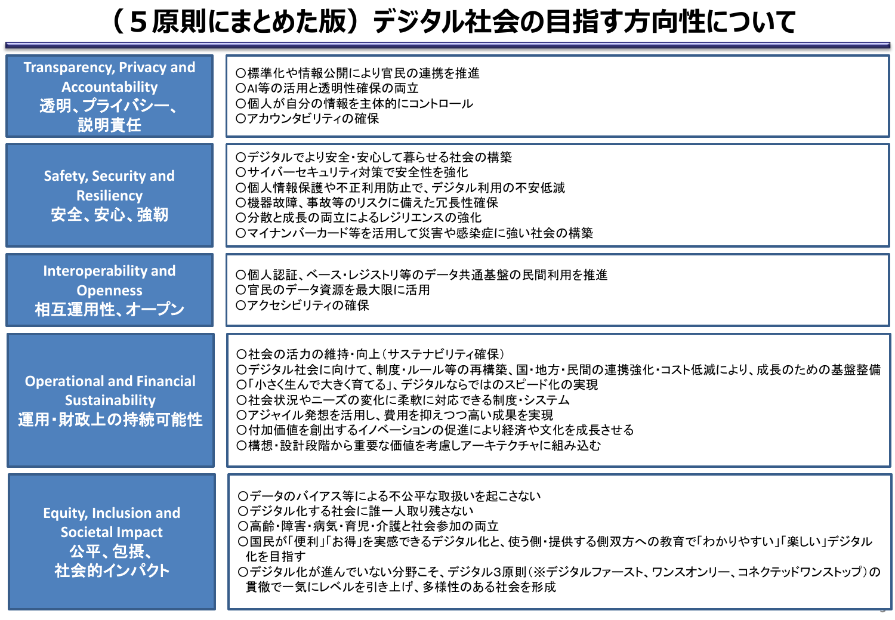# （５原則にまとめた版）デジタル社会の目指す方向性について

| | |
|---|---|
| **Transparency, Privacy and Accountability**<br>**透明、プライバシー、説明責任** | ○標準化や情報公開により官民の連携を推進<br>○AI等の活用と透明性確保の両立<br>○個人が自分の情報を主体的にコントロール<br>○アカウンタビリティの確保 |
| **Safety, Security and Resiliency**<br>**安全、安心、強靭** | ○デジタルでより安全・安心して暮らせる社会の構築<br>○サイバーセキュリティ対策で安全性を強化<br>○個人情報保護や不正利用防止で、デジタル利用の不安低減<br>○機器故障、事故等のリスクに備えた冗長性確保<br>○分散と成長の両立によるレジリエンスの強化<br>○マイナンバーカード等を活用して災害や感染症に強い社会の構築 |
| **Interoperability and Openness**<br>**相互運用性、オープン** | ○個人認証、ベース・レジストリ等のデータ共通基盤の民間利用を推進<br>○官民のデータ資源を最大限に活用<br>○アクセシビリティの確保 |
| **Operational and Financial Sustainability**<br>**運用・財政上の持続可能性** | ○社会の活力の維持・向上（サステナビリティ確保）<br>○デジタル社会に向けて、制度・ルール等の再構築、国・地方・民間の連携強化・コスト低減により、成長のための基盤整備<br>○「小さく生んで大きく育てる」、デジタルならではのスピード化の実現<br>○社会状況やニーズの変化に柔軟に対応できる制度・システム<br>○アジャイル発想を活用し、費用を抑えつつ高い成果を実現<br>○付加価値を創出するイノベーションの促進により経済や文化を成長させる<br>○構想・設計段階から重要な価値を考慮しアーキテクチャに組み込む |
| **Equity, Inclusion and Societal Impact**<br>**公平、包摂、社会的インパクト** | ○データのバイアス等による不公平な取扱いを起こさない<br>○デジタル化する社会に誰一人取り残さない<br>○高齢・障害・病気・育児・介護と社会参加の両立<br>○国民が「便利」「お得」を実感できるデジタル化と、使う側・提供する側双方への教育で「わかりやすい」「楽しい」デジタル化を目指す<br>○デジタル化が進んでいない分野こそ、デジタル３原則（※デジタルファースト、ワンスオンリー、コネクテッドワンストップ）の貫徹で一気にレベルを引き上げ、多様性のある社会を形成 |